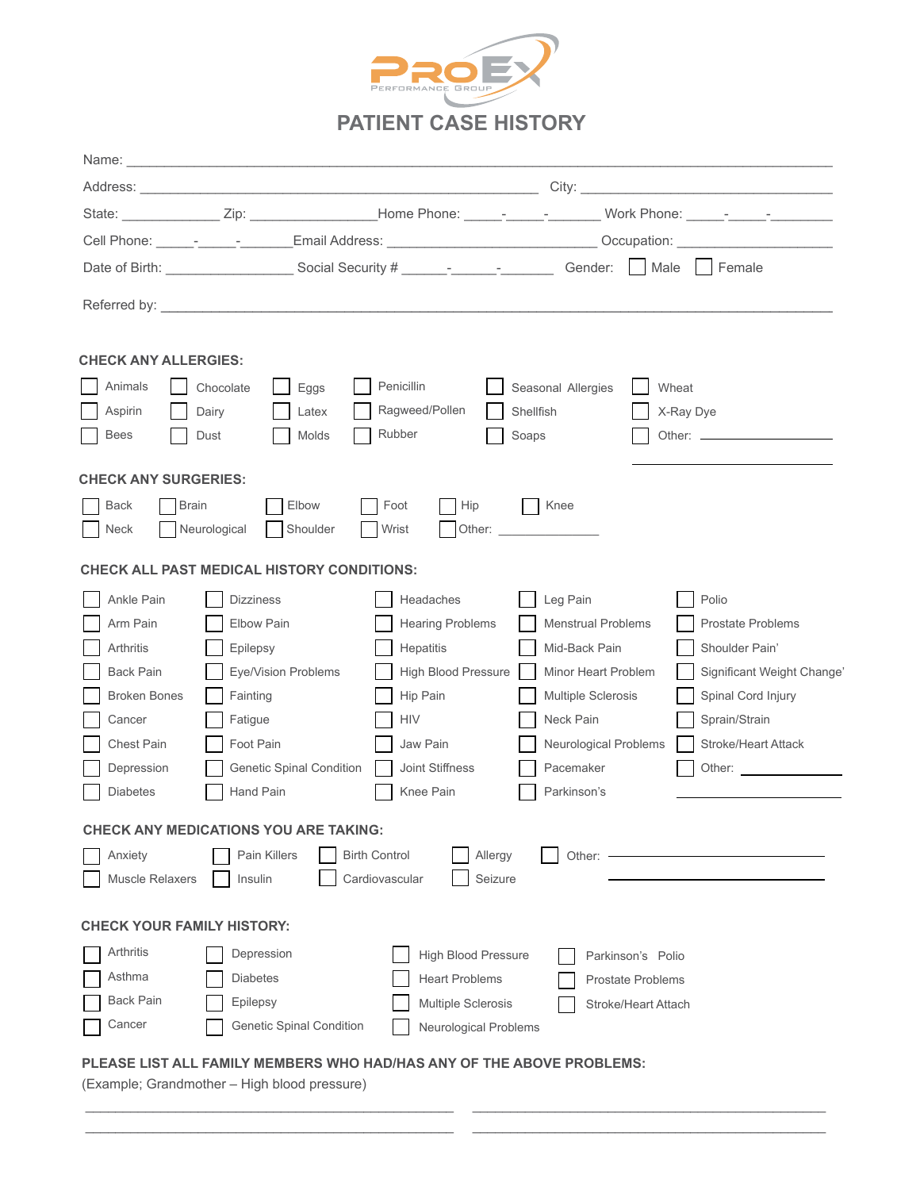PROEX
PERFORMANCE GROUP

# PATIENT CASE HISTORY

Name: ______________________________________________________________________________

Address: ____________________________________________ City: ____________________________

State: ____________ Zip: ______________ Home Phone: _____-_____-_______ Work Phone: _____-_____-________

Cell Phone: _____-_____-_______ Email Address: _________________________ Occupation: __________________

Date of Birth: ________________ Social Security # ______-______-_______ Gender: ☐ Male ☐ Female

Referred by: ___________________________________________________________________________

## CHECK ANY ALLERGIES:

| | | | | | |
|---|---|---|---|---|---|
| ☐ Animals | ☐ Chocolate | ☐ Eggs | ☐ Penicillin | ☐ Seasonal Allergies | ☐ Wheat |
| ☐ Aspirin | ☐ Dairy | ☐ Latex | ☐ Ragweed/Pollen | ☐ Shellfish | ☐ X-Ray Dye |
| ☐ Bees | ☐ Dust | ☐ Molds | ☐ Rubber | ☐ Soaps | ☐ Other: ____________ |

## CHECK ANY SURGERIES:

| | | | | | |
|---|---|---|---|---|---|
| ☐ Back | ☐ Brain | ☐ Elbow | ☐ Foot | ☐ Hip | ☐ Knee |
| ☐ Neck | ☐ Neurological | ☐ Shoulder | ☐ Wrist | ☐ Other: ____________ | |

## CHECK ALL PAST MEDICAL HISTORY CONDITIONS:

| | | | | |
|---|---|---|---|---|
| ☐ Ankle Pain | ☐ Dizziness | ☐ Headaches | ☐ Leg Pain | ☐ Polio |
| ☐ Arm Pain | ☐ Elbow Pain | ☐ Hearing Problems | ☐ Menstrual Problems | ☐ Prostate Problems |
| ☐ Arthritis | ☐ Epilepsy | ☐ Hepatitis | ☐ Mid-Back Pain | ☐ Shoulder Pain' |
| ☐ Back Pain | ☐ Eye/Vision Problems | ☐ High Blood Pressure | ☐ Minor Heart Problem | ☐ Significant Weight Change' |
| ☐ Broken Bones | ☐ Fainting | ☐ Hip Pain | ☐ Multiple Sclerosis | ☐ Spinal Cord Injury |
| ☐ Cancer | ☐ Fatigue | ☐ HIV | ☐ Neck Pain | ☐ Sprain/Strain |
| ☐ Chest Pain | ☐ Foot Pain | ☐ Jaw Pain | ☐ Neurological Problems | ☐ Stroke/Heart Attack |
| ☐ Depression | ☐ Genetic Spinal Condition | ☐ Joint Stiffness | ☐ Pacemaker | ☐ Other: ____________ |
| ☐ Diabetes | ☐ Hand Pain | ☐ Knee Pain | ☐ Parkinson's | |

## CHECK ANY MEDICATIONS YOU ARE TAKING:

| | | | | |
|---|---|---|---|---|
| ☐ Anxiety | ☐ Pain Killers | ☐ Birth Control | ☐ Allergy | ☐ Other: ____________ |
| ☐ Muscle Relaxers | ☐ Insulin | ☐ Cardiovascular | ☐ Seizure | |

## CHECK YOUR FAMILY HISTORY:

| | | | |
|---|---|---|---|
| ☐ Arthritis | ☐ Depression | ☐ High Blood Pressure | ☐ Parkinson's Polio |
| ☐ Asthma | ☐ Diabetes | ☐ Heart Problems | ☐ Prostate Problems |
| ☐ Back Pain | ☐ Epilepsy | ☐ Multiple Sclerosis | ☐ Stroke/Heart Attach |
| ☐ Cancer | ☐ Genetic Spinal Condition | ☐ Neurological Problems | |

## PLEASE LIST ALL FAMILY MEMBERS WHO HAD/HAS ANY OF THE ABOVE PROBLEMS:

(Example; Grandmother – High blood pressure)

________________________________________ ________________________________________

________________________________________ ________________________________________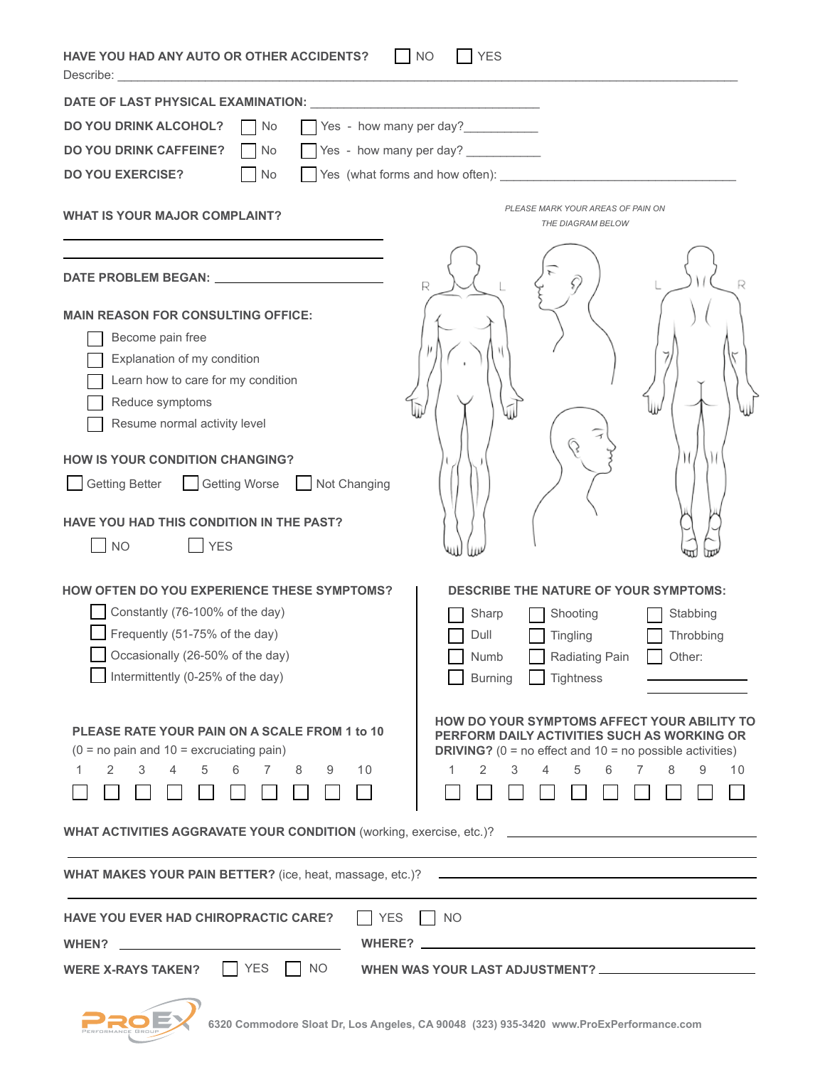**HAVE YOU HAD ANY AUTO OR OTHER ACCIDENTS?** ☐ NO ☐ YES

Describe: ______________________________________________

**DATE OF LAST PHYSICAL EXAMINATION:** ______________________

**DO YOU DRINK ALCOHOL?** ☐ No ☐ Yes - how many per day?__________

**DO YOU DRINK CAFFEINE?** ☐ No ☐ Yes - how many per day? __________

**DO YOU EXERCISE?** ☐ No ☐ Yes (what forms and how often): ______________________

**WHAT IS YOUR MAJOR COMPLAINT?**

______________________________________________

______________________________________________

*PLEASE MARK YOUR AREAS OF PAIN ON THE DIAGRAM BELOW*

R L L R

**DATE PROBLEM BEGAN:** ______________________

**MAIN REASON FOR CONSULTING OFFICE:**

- ☐ Become pain free
- ☐ Explanation of my condition
- ☐ Learn how to care for my condition
- ☐ Reduce symptoms
- ☐ Resume normal activity level

**HOW IS YOUR CONDITION CHANGING?**

☐ Getting Better ☐ Getting Worse ☐ Not Changing

**HAVE YOU HAD THIS CONDITION IN THE PAST?**

☐ NO ☐ YES

**HOW OFTEN DO YOU EXPERIENCE THESE SYMPTOMS?**

- ☐ Constantly (76-100% of the day)
- ☐ Frequently (51-75% of the day)
- ☐ Occasionally (26-50% of the day)
- ☐ Intermittently (0-25% of the day)

**DESCRIBE THE NATURE OF YOUR SYMPTOMS:**

| | | |
|---|---|---|
| ☐ Sharp | ☐ Shooting | ☐ Stabbing |
| ☐ Dull | ☐ Tingling | ☐ Throbbing |
| ☐ Numb | ☐ Radiating Pain | ☐ Other: |
| ☐ Burning | ☐ Tightness | __________ |

**PLEASE RATE YOUR PAIN ON A SCALE FROM 1 to 10**
(0 = no pain and 10 = excruciating pain)

1 ☐ 2 ☐ 3 ☐ 4 ☐ 5 ☐ 6 ☐ 7 ☐ 8 ☐ 9 ☐ 10 ☐

**HOW DO YOUR SYMPTOMS AFFECT YOUR ABILITY TO PERFORM DAILY ACTIVITIES SUCH AS WORKING OR DRIVING?** (0 = no effect and 10 = no possible activities)

1 ☐ 2 ☐ 3 ☐ 4 ☐ 5 ☐ 6 ☐ 7 ☐ 8 ☐ 9 ☐ 10 ☐

**WHAT ACTIVITIES AGGRAVATE YOUR CONDITION** (working, exercise, etc.)? ______________________

______________________________________________

**WHAT MAKES YOUR PAIN BETTER?** (ice, heat, massage, etc.)? ______________________

______________________________________________

**HAVE YOU EVER HAD CHIROPRACTIC CARE?** ☐ YES ☐ NO

**WHEN?** ______________________ **WHERE?** ______________________

**WERE X-RAYS TAKEN?** ☐ YES ☐ NO **WHEN WAS YOUR LAST ADJUSTMENT?** ______________

PROEX PERFORMANCE GROUP 6320 Commodore Sloat Dr, Los Angeles, CA 90048 (323) 935-3420 www.ProExPerformance.com